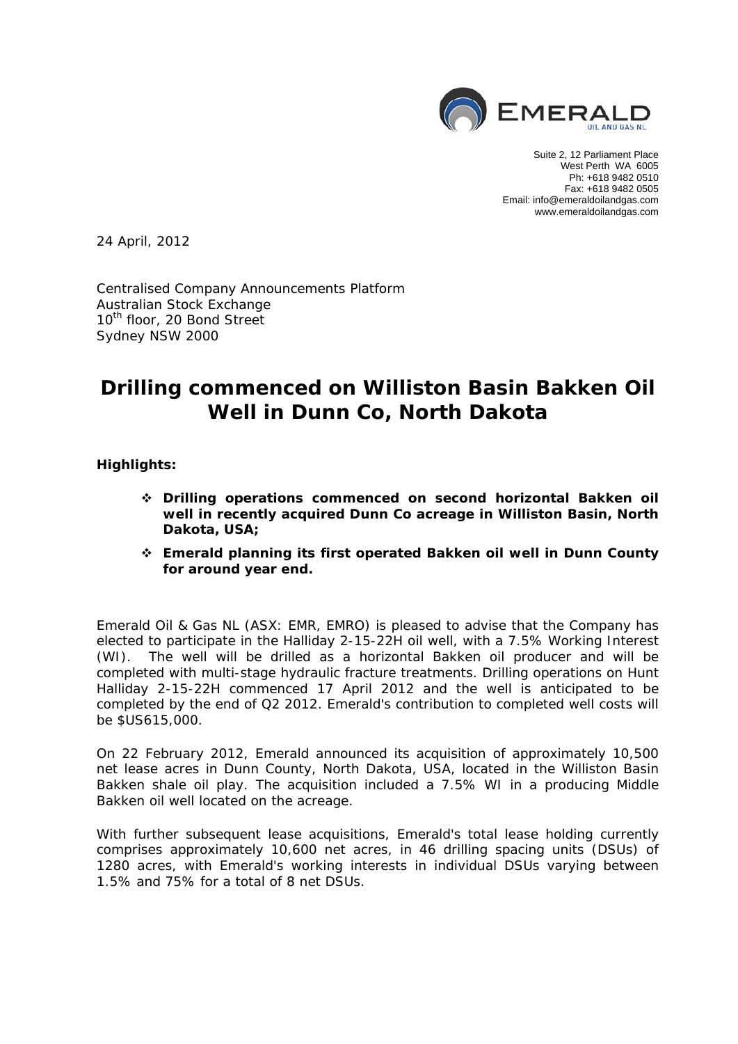Suite 2, 12 Parliament Place
West Perth WA 6005
Ph: +618 9482 0510
Fax: +618 9482 0505
Email: info@emeraldoilandgas.com
www.emeraldoilandgas.com

24 April, 2012

Centralised Company Announcements Platform
Australian Stock Exchange
10th floor, 20 Bond Street
Sydney NSW 2000

# Drilling commenced on Williston Basin Bakken Oil Well in Dunn Co, North Dakota

**Highlights:**

- **Drilling operations commenced on second horizontal Bakken oil well in recently acquired Dunn Co acreage in Williston Basin, North Dakota, USA;**
- **Emerald planning its first operated Bakken oil well in Dunn County for around year end.**

Emerald Oil & Gas NL (ASX: EMR, EMRO) is pleased to advise that the Company has elected to participate in the Halliday 2-15-22H oil well, with a 7.5% Working Interest (WI). The well will be drilled as a horizontal Bakken oil producer and will be completed with multi-stage hydraulic fracture treatments. Drilling operations on Hunt Halliday 2-15-22H commenced 17 April 2012 and the well is anticipated to be completed by the end of Q2 2012. Emerald's contribution to completed well costs will be $US615,000.

On 22 February 2012, Emerald announced its acquisition of approximately 10,500 net lease acres in Dunn County, North Dakota, USA, located in the Williston Basin Bakken shale oil play. The acquisition included a 7.5% WI in a producing Middle Bakken oil well located on the acreage.

With further subsequent lease acquisitions, Emerald's total lease holding currently comprises approximately 10,600 net acres, in 46 drilling spacing units (DSUs) of 1280 acres, with Emerald's working interests in individual DSUs varying between 1.5% and 75% for a total of 8 net DSUs.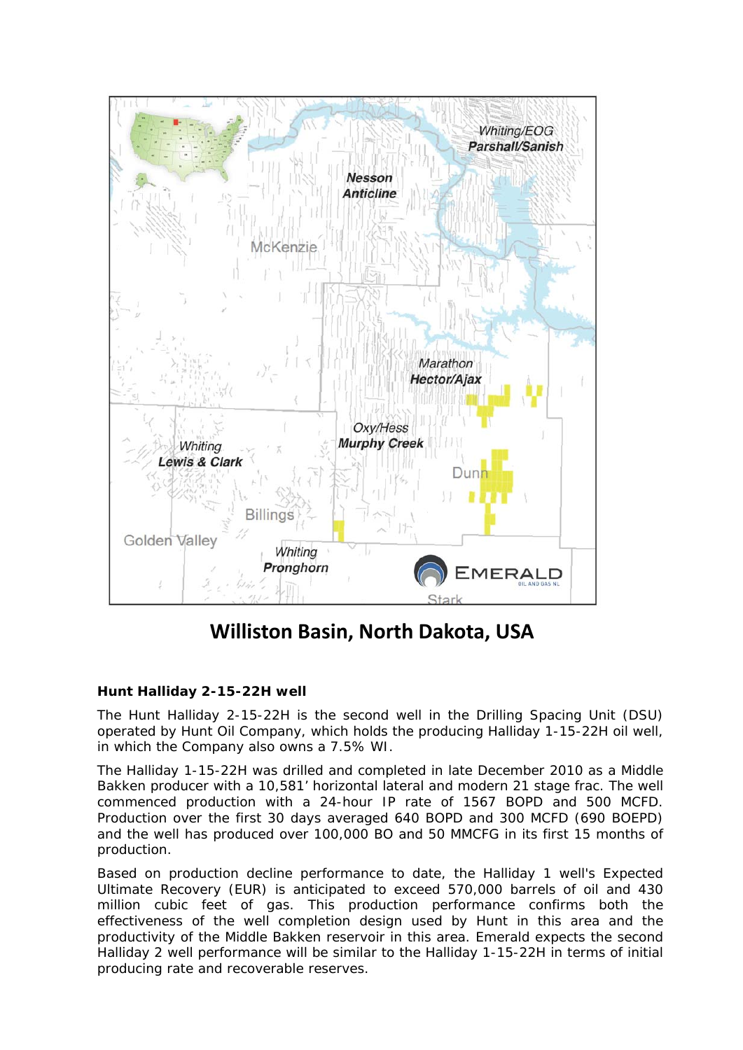**Williston Basin, North Dakota, USA**

**Hunt Halliday 2-15-22H well**

The Hunt Halliday 2-15-22H is the second well in the Drilling Spacing Unit (DSU) operated by Hunt Oil Company, which holds the producing Halliday 1-15-22H oil well, in which the Company also owns a 7.5% WI.

The Halliday 1-15-22H was drilled and completed in late December 2010 as a Middle Bakken producer with a 10,581' horizontal lateral and modern 21 stage frac. The well commenced production with a 24-hour IP rate of 1567 BOPD and 500 MCFD. Production over the first 30 days averaged 640 BOPD and 300 MCFD (690 BOEPD) and the well has produced over 100,000 BO and 50 MMCFG in its first 15 months of production.

Based on production decline performance to date, the Halliday 1 well's Expected Ultimate Recovery (EUR) is anticipated to exceed 570,000 barrels of oil and 430 million cubic feet of gas. This production performance confirms both the effectiveness of the well completion design used by Hunt in this area and the productivity of the Middle Bakken reservoir in this area. Emerald expects the second Halliday 2 well performance will be similar to the Halliday 1-15-22H in terms of initial producing rate and recoverable reserves.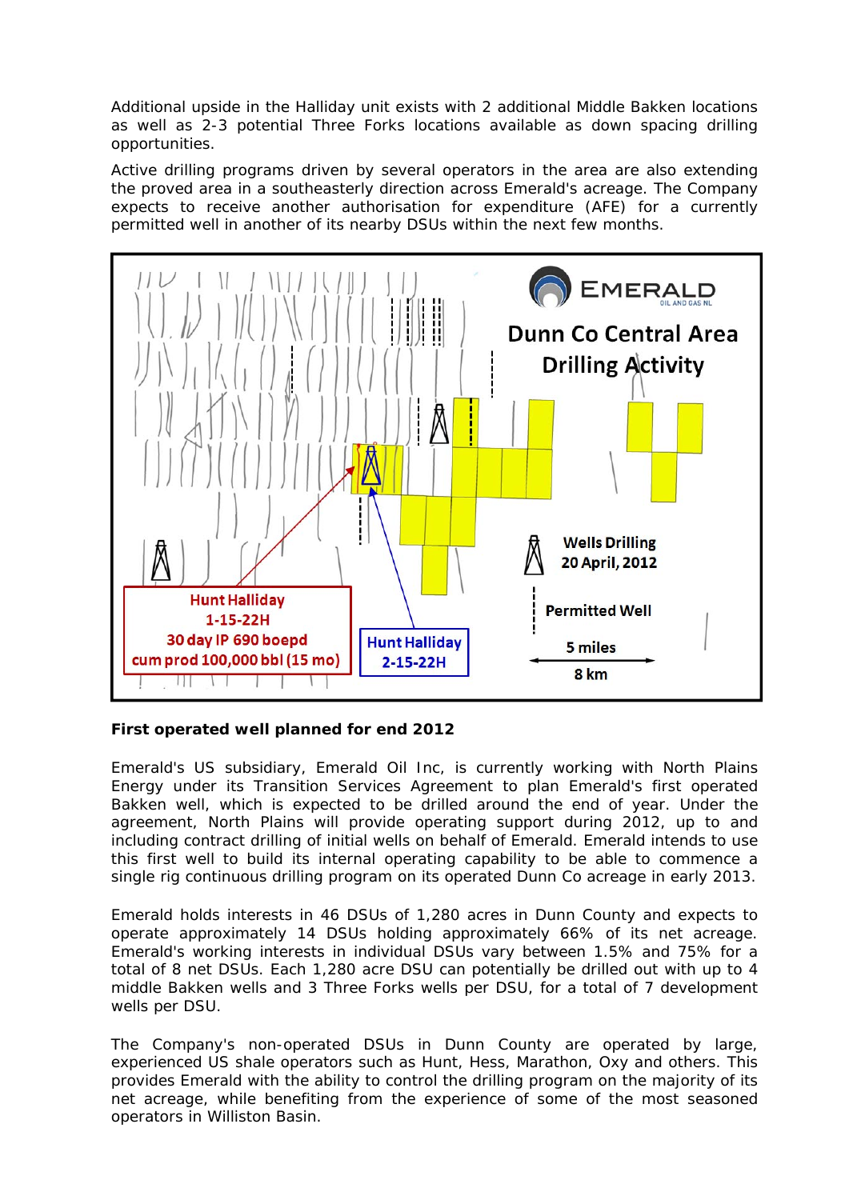Additional upside in the Halliday unit exists with 2 additional Middle Bakken locations as well as 2-3 potential Three Forks locations available as down spacing drilling opportunities.

Active drilling programs driven by several operators in the area are also extending the proved area in a southeasterly direction across Emerald's acreage. The Company expects to receive another authorisation for expenditure (AFE) for a currently permitted well in another of its nearby DSUs within the next few months.

**First operated well planned for end 2012**

Emerald's US subsidiary, Emerald Oil Inc, is currently working with North Plains Energy under its Transition Services Agreement to plan Emerald's first operated Bakken well, which is expected to be drilled around the end of year. Under the agreement, North Plains will provide operating support during 2012, up to and including contract drilling of initial wells on behalf of Emerald. Emerald intends to use this first well to build its internal operating capability to be able to commence a single rig continuous drilling program on its operated Dunn Co acreage in early 2013.

Emerald holds interests in 46 DSUs of 1,280 acres in Dunn County and expects to operate approximately 14 DSUs holding approximately 66% of its net acreage. Emerald's working interests in individual DSUs vary between 1.5% and 75% for a total of 8 net DSUs. Each 1,280 acre DSU can potentially be drilled out with up to 4 middle Bakken wells and 3 Three Forks wells per DSU, for a total of 7 development wells per DSU.

The Company's non-operated DSUs in Dunn County are operated by large, experienced US shale operators such as Hunt, Hess, Marathon, Oxy and others. This provides Emerald with the ability to control the drilling program on the majority of its net acreage, while benefiting from the experience of some of the most seasoned operators in Williston Basin.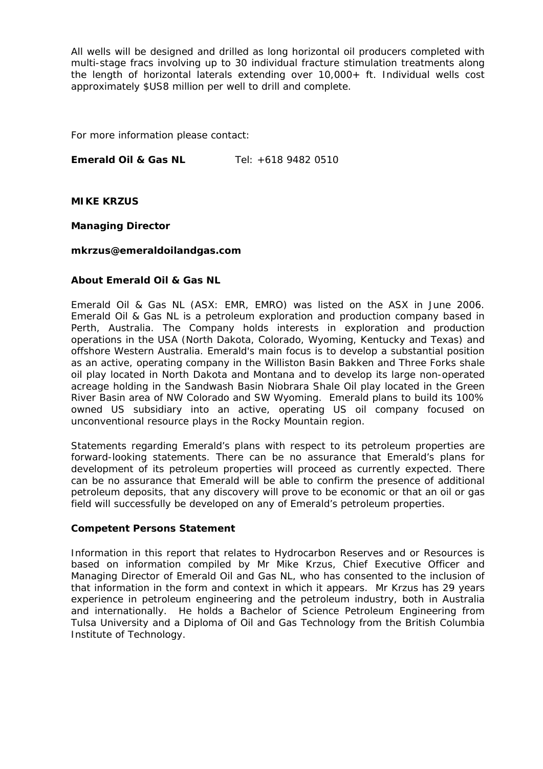All wells will be designed and drilled as long horizontal oil producers completed with multi-stage fracs involving up to 30 individual fracture stimulation treatments along the length of horizontal laterals extending over 10,000+ ft. Individual wells cost approximately $US8 million per well to drill and complete.

For more information please contact:

**Emerald Oil & Gas NL** Tel: +618 9482 0510

**MIKE KRZUS**

**Managing Director**

**mkrzus@emeraldoilandgas.com**

**About Emerald Oil & Gas NL**

Emerald Oil & Gas NL (ASX: EMR, EMRO) was listed on the ASX in June 2006. Emerald Oil & Gas NL is a petroleum exploration and production company based in Perth, Australia. The Company holds interests in exploration and production operations in the USA (North Dakota, Colorado, Wyoming, Kentucky and Texas) and offshore Western Australia. Emerald's main focus is to develop a substantial position as an active, operating company in the Williston Basin Bakken and Three Forks shale oil play located in North Dakota and Montana and to develop its large non-operated acreage holding in the Sandwash Basin Niobrara Shale Oil play located in the Green River Basin area of NW Colorado and SW Wyoming. Emerald plans to build its 100% owned US subsidiary into an active, operating US oil company focused on unconventional resource plays in the Rocky Mountain region.

Statements regarding Emerald's plans with respect to its petroleum properties are forward-looking statements. There can be no assurance that Emerald's plans for development of its petroleum properties will proceed as currently expected. There can be no assurance that Emerald will be able to confirm the presence of additional petroleum deposits, that any discovery will prove to be economic or that an oil or gas field will successfully be developed on any of Emerald's petroleum properties.

**Competent Persons Statement**

Information in this report that relates to Hydrocarbon Reserves and or Resources is based on information compiled by Mr Mike Krzus, Chief Executive Officer and Managing Director of Emerald Oil and Gas NL, who has consented to the inclusion of that information in the form and context in which it appears. Mr Krzus has 29 years experience in petroleum engineering and the petroleum industry, both in Australia and internationally. He holds a Bachelor of Science Petroleum Engineering from Tulsa University and a Diploma of Oil and Gas Technology from the British Columbia Institute of Technology.